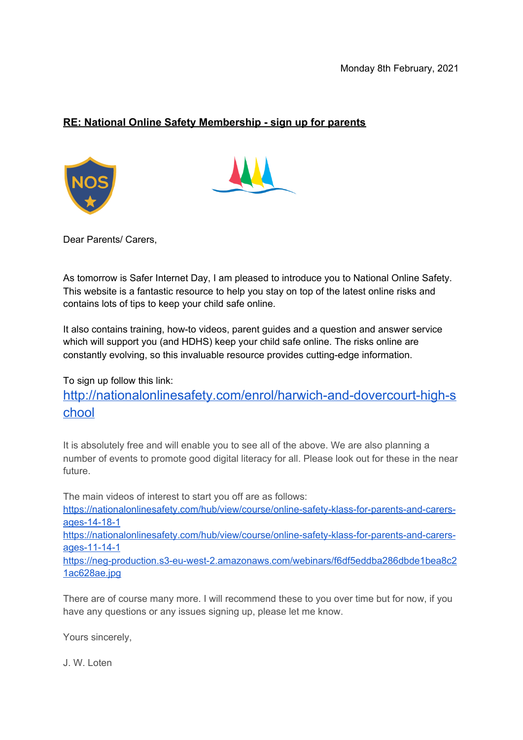Monday 8th February, 2021

**RE: National Online Safety Membership - sign up for parents**

Dear Parents/ Carers,

As tomorrow is Safer Internet Day, I am pleased to introduce you to National Online Safety. This website is a fantastic resource to help you stay on top of the latest online risks and contains lots of tips to keep your child safe online.

It also contains training, how-to videos, parent guides and a question and answer service which will support you (and HDHS) keep your child safe online. The risks online are constantly evolving, so this invaluable resource provides cutting-edge information.

To sign up follow this link:
[http://nationalonlinesafety.com/enrol/harwich-and-dovercourt-high-school](http://nationalonlinesafety.com/enrol/harwich-and-dovercourt-high-school)

It is absolutely free and will enable you to see all of the above. We are also planning a number of events to promote good digital literacy for all. Please look out for these in the near future.

The main videos of interest to start you off are as follows:
[https://nationalonlinesafety.com/hub/view/course/online-safety-klass-for-parents-and-carers-ages-14-18-1](https://nationalonlinesafety.com/hub/view/course/online-safety-klass-for-parents-and-carers-ages-14-18-1)
[https://nationalonlinesafety.com/hub/view/course/online-safety-klass-for-parents-and-carers-ages-11-14-1](https://nationalonlinesafety.com/hub/view/course/online-safety-klass-for-parents-and-carers-ages-11-14-1)
[https://neg-production.s3-eu-west-2.amazonaws.com/webinars/f6df5eddba286dbde1bea8c21ac628ae.jpg](https://neg-production.s3-eu-west-2.amazonaws.com/webinars/f6df5eddba286dbde1bea8c21ac628ae.jpg)

There are of course many more. I will recommend these to you over time but for now, if you have any questions or any issues signing up, please let me know.

Yours sincerely,

J. W. Loten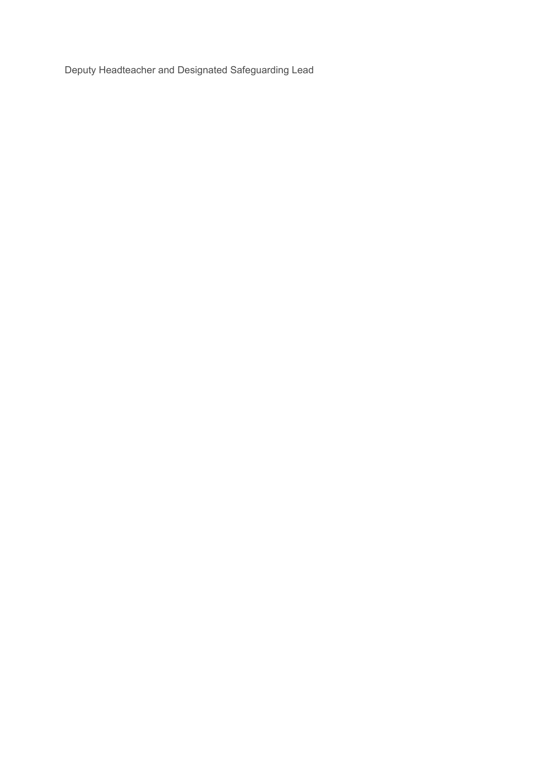Deputy Headteacher and Designated Safeguarding Lead